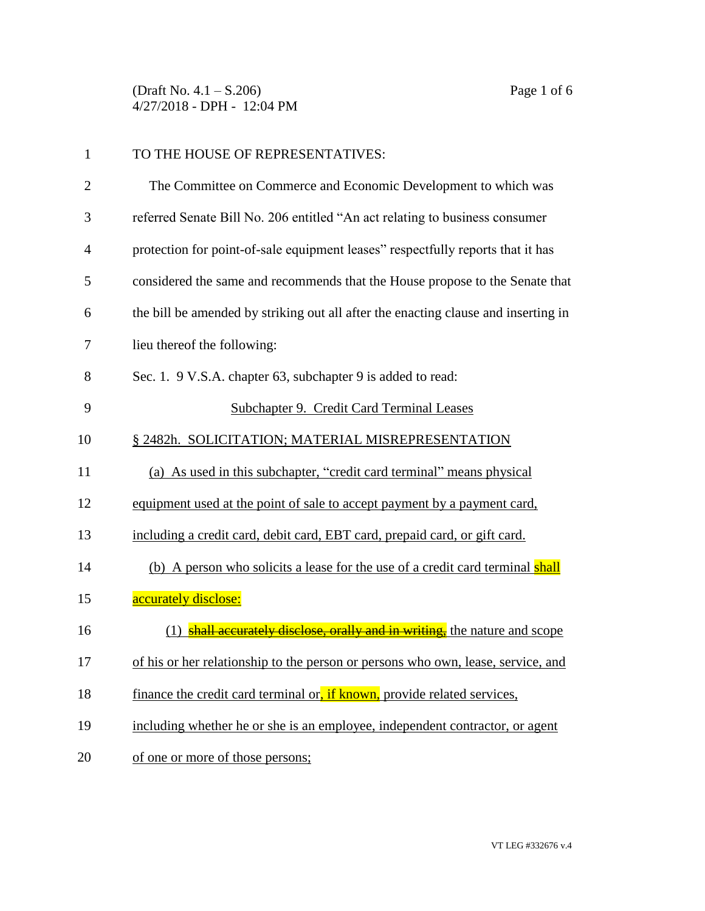(Draft No. 4.1 – S.206)
4/27/2018 - DPH - 12:04 PM

TO THE HOUSE OF REPRESENTATIVES:

The Committee on Commerce and Economic Development to which was referred Senate Bill No. 206 entitled "An act relating to business consumer protection for point-of-sale equipment leases" respectfully reports that it has considered the same and recommends that the House propose to the Senate that the bill be amended by striking out all after the enacting clause and inserting in lieu thereof the following:

Sec. 1. 9 V.S.A. chapter 63, subchapter 9 is added to read:

Subchapter 9. Credit Card Terminal Leases

§ 2482h. SOLICITATION; MATERIAL MISREPRESENTATION

(a) As used in this subchapter, "credit card terminal" means physical equipment used at the point of sale to accept payment by a payment card, including a credit card, debit card, EBT card, prepaid card, or gift card.

(b) A person who solicits a lease for the use of a credit card terminal shall accurately disclose:

(1) ~~shall accurately disclose, orally and in writing,~~ the nature and scope of his or her relationship to the person or persons who own, lease, service, and finance the credit card terminal or, if known, provide related services, including whether he or she is an employee, independent contractor, or agent of one or more of those persons;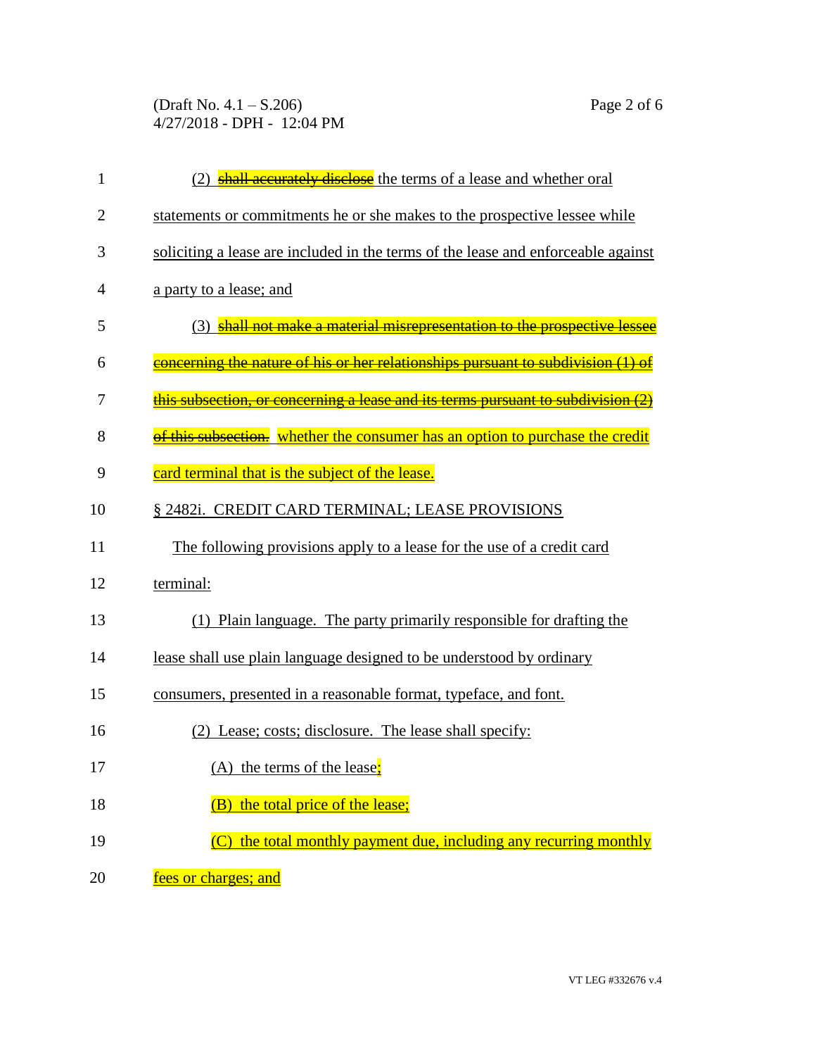(2) ~~shall accurately disclose~~ the terms of a lease and whether oral statements or commitments he or she makes to the prospective lessee while soliciting a lease are included in the terms of the lease and enforceable against a party to a lease; and

(3) ~~shall not make a material misrepresentation to the prospective lessee concerning the nature of his or her relationships pursuant to subdivision (1) of this subsection, or concerning a lease and its terms pursuant to subdivision (2) of this subsection.~~ whether the consumer has an option to purchase the credit card terminal that is the subject of the lease.

§ 2482i. CREDIT CARD TERMINAL; LEASE PROVISIONS

The following provisions apply to a lease for the use of a credit card terminal:

(1) Plain language. The party primarily responsible for drafting the lease shall use plain language designed to be understood by ordinary consumers, presented in a reasonable format, typeface, and font.

(2) Lease; costs; disclosure. The lease shall specify:

(A) the terms of the lease;

(B) the total price of the lease;

(C) the total monthly payment due, including any recurring monthly fees or charges; and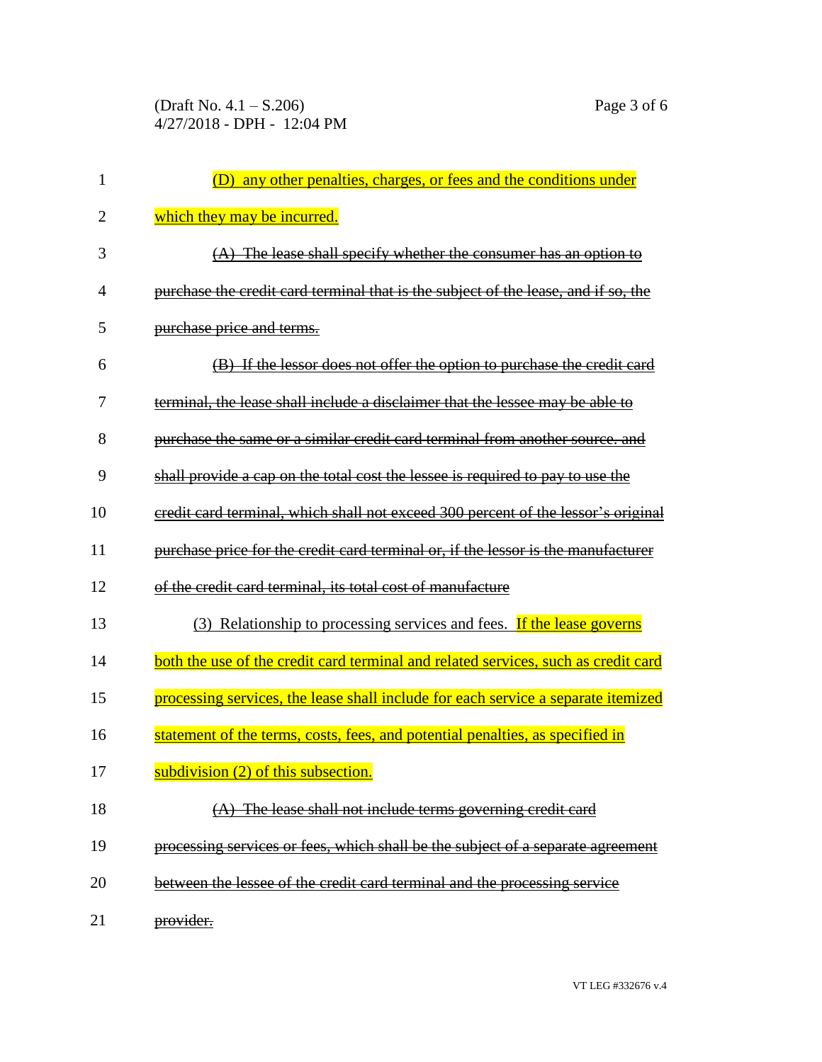(D) any other penalties, charges, or fees and the conditions under which they may be incurred.

~~(A) The lease shall specify whether the consumer has an option to purchase the credit card terminal that is the subject of the lease, and if so, the purchase price and terms.~~

~~(B) If the lessor does not offer the option to purchase the credit card terminal, the lease shall include a disclaimer that the lessee may be able to purchase the same or a similar credit card terminal from another source. and shall provide a cap on the total cost the lessee is required to pay to use the credit card terminal, which shall not exceed 300 percent of the lessor's original purchase price for the credit card terminal or, if the lessor is the manufacturer of the credit card terminal, its total cost of manufacture~~

(3) Relationship to processing services and fees. If the lease governs both the use of the credit card terminal and related services, such as credit card processing services, the lease shall include for each service a separate itemized statement of the terms, costs, fees, and potential penalties, as specified in subdivision (2) of this subsection.

~~(A) The lease shall not include terms governing credit card processing services or fees, which shall be the subject of a separate agreement between the lessee of the credit card terminal and the processing service provider.~~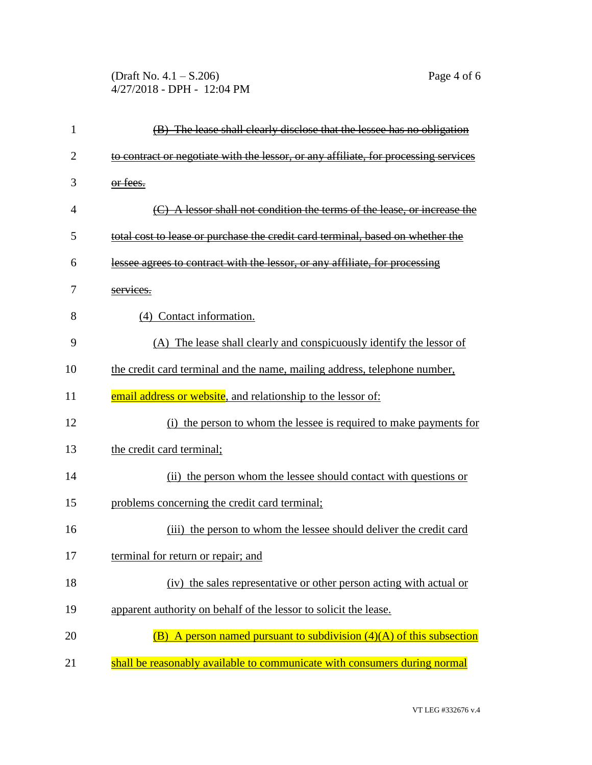~~(B) The lease shall clearly disclose that the lessee has no obligation to contract or negotiate with the lessor, or any affiliate, for processing services or fees.~~

~~(C) A lessor shall not condition the terms of the lease, or increase the total cost to lease or purchase the credit card terminal, based on whether the lessee agrees to contract with the lessor, or any affiliate, for processing services.~~

<u>(4) Contact information.</u>

<u>(A) The lease shall clearly and conspicuously identify the lessor of the credit card terminal and the name, mailing address, telephone number, email address or website, and relationship to the lessor of:</u>

<u>(i) the person to whom the lessee is required to make payments for the credit card terminal;</u>

<u>(ii) the person whom the lessee should contact with questions or problems concerning the credit card terminal;</u>

<u>(iii) the person to whom the lessee should deliver the credit card terminal for return or repair; and</u>

<u>(iv) the sales representative or other person acting with actual or apparent authority on behalf of the lessor to solicit the lease.</u>

<u>(B) A person named pursuant to subdivision (4)(A) of this subsection shall be reasonably available to communicate with consumers during normal</u>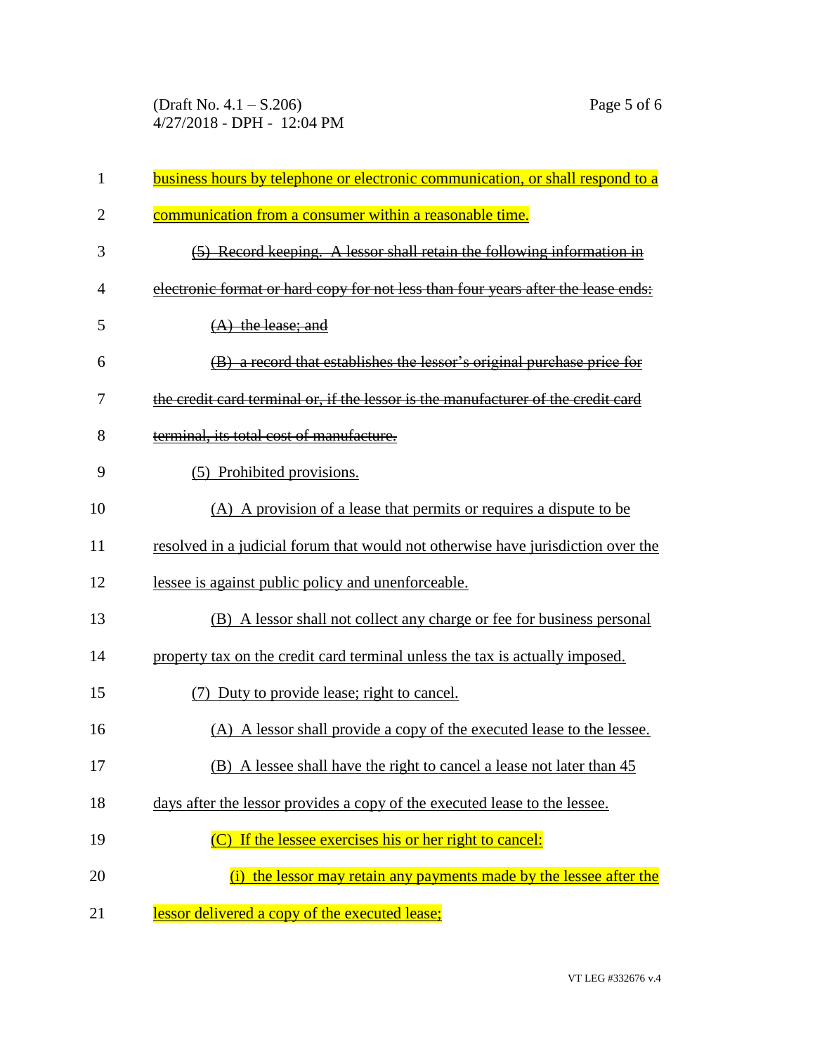business hours by telephone or electronic communication, or shall respond to a communication from a consumer within a reasonable time.

~~(5) Record keeping. A lessor shall retain the following information in electronic format or hard copy for not less than four years after the lease ends:~~

~~(A) the lease; and~~

~~(B) a record that establishes the lessor's original purchase price for the credit card terminal or, if the lessor is the manufacturer of the credit card terminal, its total cost of manufacture.~~

(5) Prohibited provisions.

(A) A provision of a lease that permits or requires a dispute to be resolved in a judicial forum that would not otherwise have jurisdiction over the lessee is against public policy and unenforceable.

(B) A lessor shall not collect any charge or fee for business personal property tax on the credit card terminal unless the tax is actually imposed.

(7) Duty to provide lease; right to cancel.

(A) A lessor shall provide a copy of the executed lease to the lessee.

(B) A lessee shall have the right to cancel a lease not later than 45 days after the lessor provides a copy of the executed lease to the lessee.

(C) If the lessee exercises his or her right to cancel:

(i) the lessor may retain any payments made by the lessee after the lessor delivered a copy of the executed lease;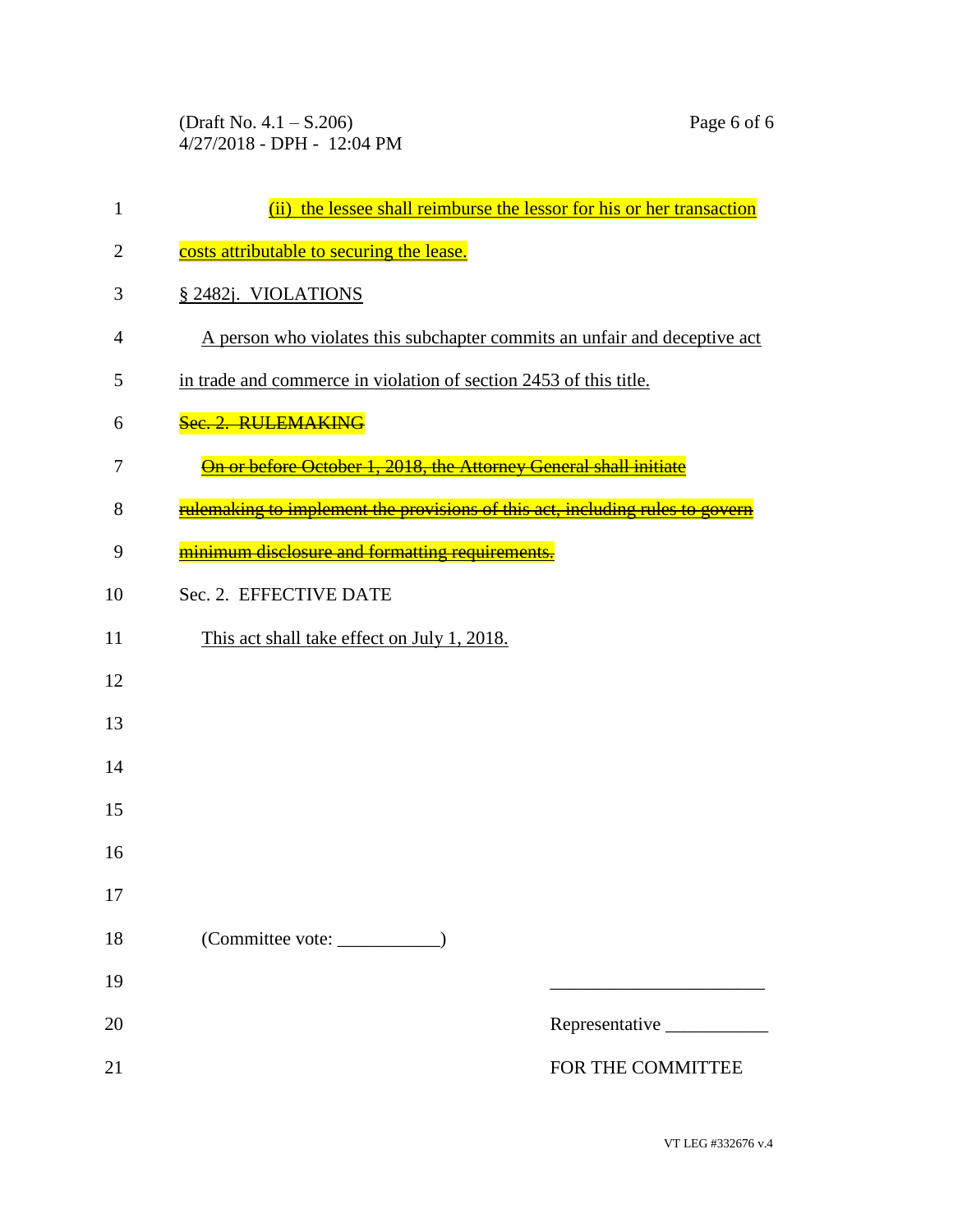(ii) the lessee shall reimburse the lessor for his or her transaction costs attributable to securing the lease.

§ 2482j. VIOLATIONS

A person who violates this subchapter commits an unfair and deceptive act in trade and commerce in violation of section 2453 of this title.

~~Sec. 2. RULEMAKING~~

~~On or before October 1, 2018, the Attorney General shall initiate rulemaking to implement the provisions of this act, including rules to govern minimum disclosure and formatting requirements.~~

Sec. 2. EFFECTIVE DATE

This act shall take effect on July 1, 2018.

(Committee vote: ___________)

_______________________

Representative ___________

FOR THE COMMITTEE